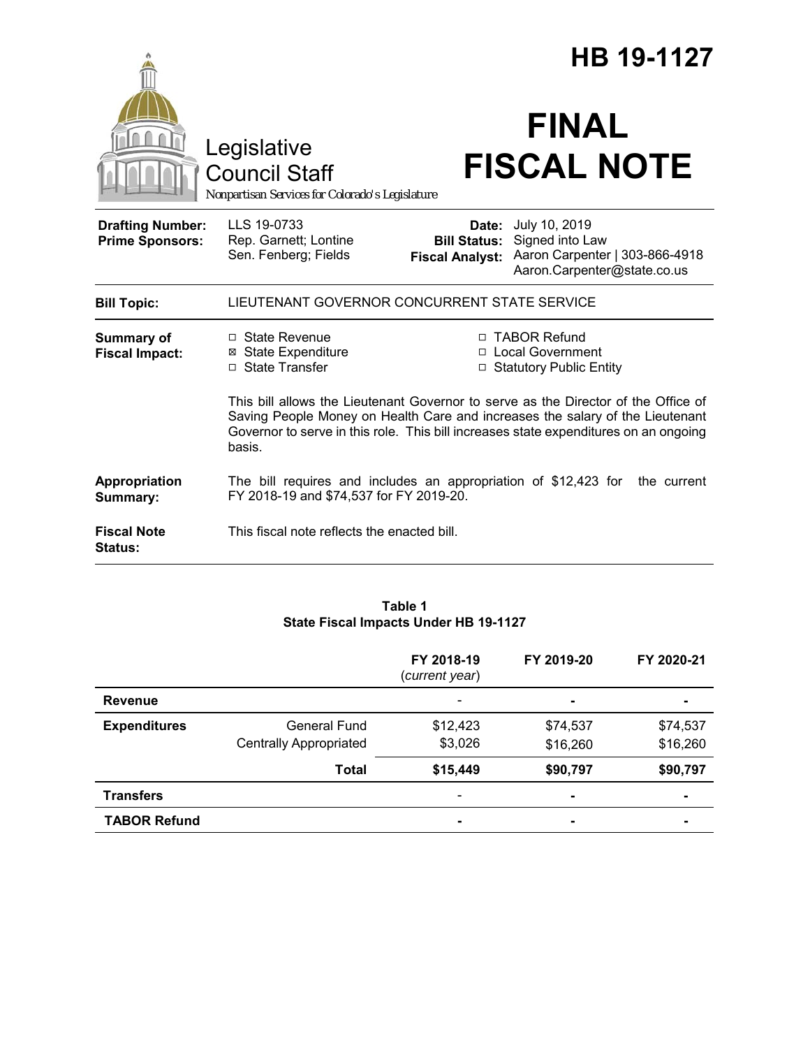# HB 19-1127

# FINAL FISCAL NOTE

Legislative Council Staff

*Nonpartisan Services for Colorado's Legislature*

| | | | |
|---|---|---|---|
| **Drafting Number:** | LLS 19-0733 | **Date:** | July 10, 2019 |
| **Prime Sponsors:** | Rep. Garnett; Lontine<br>Sen. Fenberg; Fields | **Bill Status:** | Signed into Law |
| | | **Fiscal Analyst:** | Aaron Carpenter \| 303-866-4918<br>Aaron.Carpenter@state.co.us |

**Bill Topic:** LIEUTENANT GOVERNOR CONCURRENT STATE SERVICE

**Summary of Fiscal Impact:**

- ☐ State Revenue
- ☒ State Expenditure
- ☐ State Transfer
- ☐ TABOR Refund
- ☐ Local Government
- ☐ Statutory Public Entity

This bill allows the Lieutenant Governor to serve as the Director of the Office of Saving People Money on Health Care and increases the salary of the Lieutenant Governor to serve in this role. This bill increases state expenditures on an ongoing basis.

**Appropriation Summary:** The bill requires and includes an appropriation of $12,423 for the current FY 2018-19 and $74,537 for FY 2019-20.

**Fiscal Note Status:** This fiscal note reflects the enacted bill.

**Table 1**
**State Fiscal Impacts Under HB 19-1127**

| | | FY 2018-19 (*current year*) | FY 2019-20 | FY 2020-21 |
|---|---|---|---|---|
| **Revenue** | | - | - | - |
| **Expenditures** | General Fund | $12,423 | $74,537 | $74,537 |
| | Centrally Appropriated | $3,026 | $16,260 | $16,260 |
| | **Total** | **$15,449** | **$90,797** | **$90,797** |
| **Transfers** | | - | - | - |
| **TABOR Refund** | | - | - | - |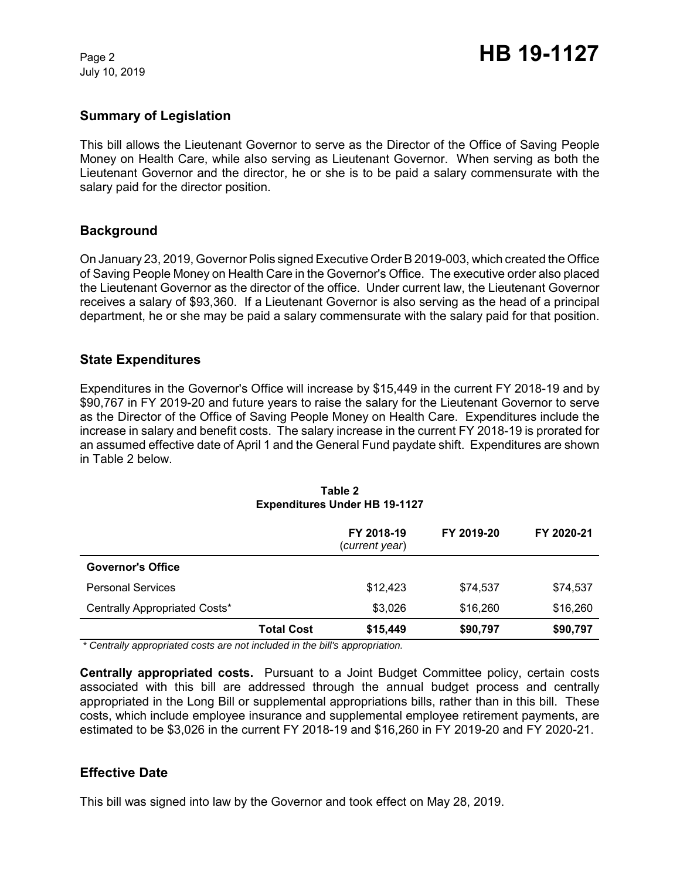## Summary of Legislation

This bill allows the Lieutenant Governor to serve as the Director of the Office of Saving People Money on Health Care, while also serving as Lieutenant Governor. When serving as both the Lieutenant Governor and the director, he or she is to be paid a salary commensurate with the salary paid for the director position.

## Background

On January 23, 2019, Governor Polis signed Executive Order B 2019-003, which created the Office of Saving People Money on Health Care in the Governor's Office. The executive order also placed the Lieutenant Governor as the director of the office. Under current law, the Lieutenant Governor receives a salary of $93,360. If a Lieutenant Governor is also serving as the head of a principal department, he or she may be paid a salary commensurate with the salary paid for that position.

## State Expenditures

Expenditures in the Governor's Office will increase by $15,449 in the current FY 2018-19 and by $90,767 in FY 2019-20 and future years to raise the salary for the Lieutenant Governor to serve as the Director of the Office of Saving People Money on Health Care. Expenditures include the increase in salary and benefit costs. The salary increase in the current FY 2018-19 is prorated for an assumed effective date of April 1 and the General Fund paydate shift. Expenditures are shown in Table 2 below.

**Table 2**
**Expenditures Under HB 19-1127**

| | | FY 2018-19 (*current year*) | FY 2019-20 | FY 2020-21 |
|---|---|---|---|---|
| **Governor's Office** | | | | |
| Personal Services | | $12,423 | $74,537 | $74,537 |
| Centrally Appropriated Costs* | | $3,026 | $16,260 | $16,260 |
| | **Total Cost** | **$15,449** | **$90,797** | **$90,797** |

*\* Centrally appropriated costs are not included in the bill's appropriation.*

**Centrally appropriated costs.** Pursuant to a Joint Budget Committee policy, certain costs associated with this bill are addressed through the annual budget process and centrally appropriated in the Long Bill or supplemental appropriations bills, rather than in this bill. These costs, which include employee insurance and supplemental employee retirement payments, are estimated to be $3,026 in the current FY 2018-19 and $16,260 in FY 2019-20 and FY 2020-21.

## Effective Date

This bill was signed into law by the Governor and took effect on May 28, 2019.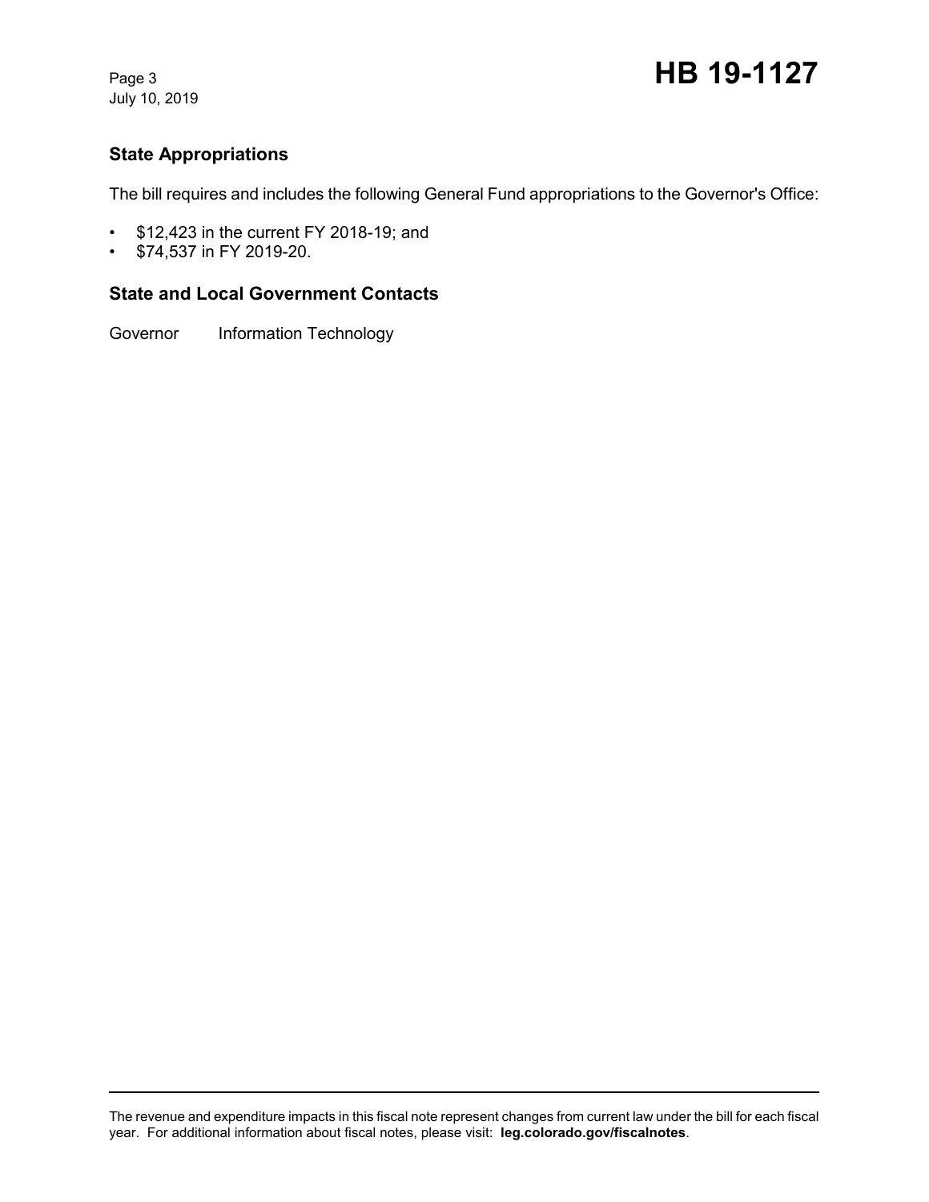## State Appropriations

The bill requires and includes the following General Fund appropriations to the Governor's Office:

- $12,423 in the current FY 2018-19; and
- $74,537 in FY 2019-20.

## State and Local Government Contacts

Governor Information Technology

The revenue and expenditure impacts in this fiscal note represent changes from current law under the bill for each fiscal year. For additional information about fiscal notes, please visit: **leg.colorado.gov/fiscalnotes**.